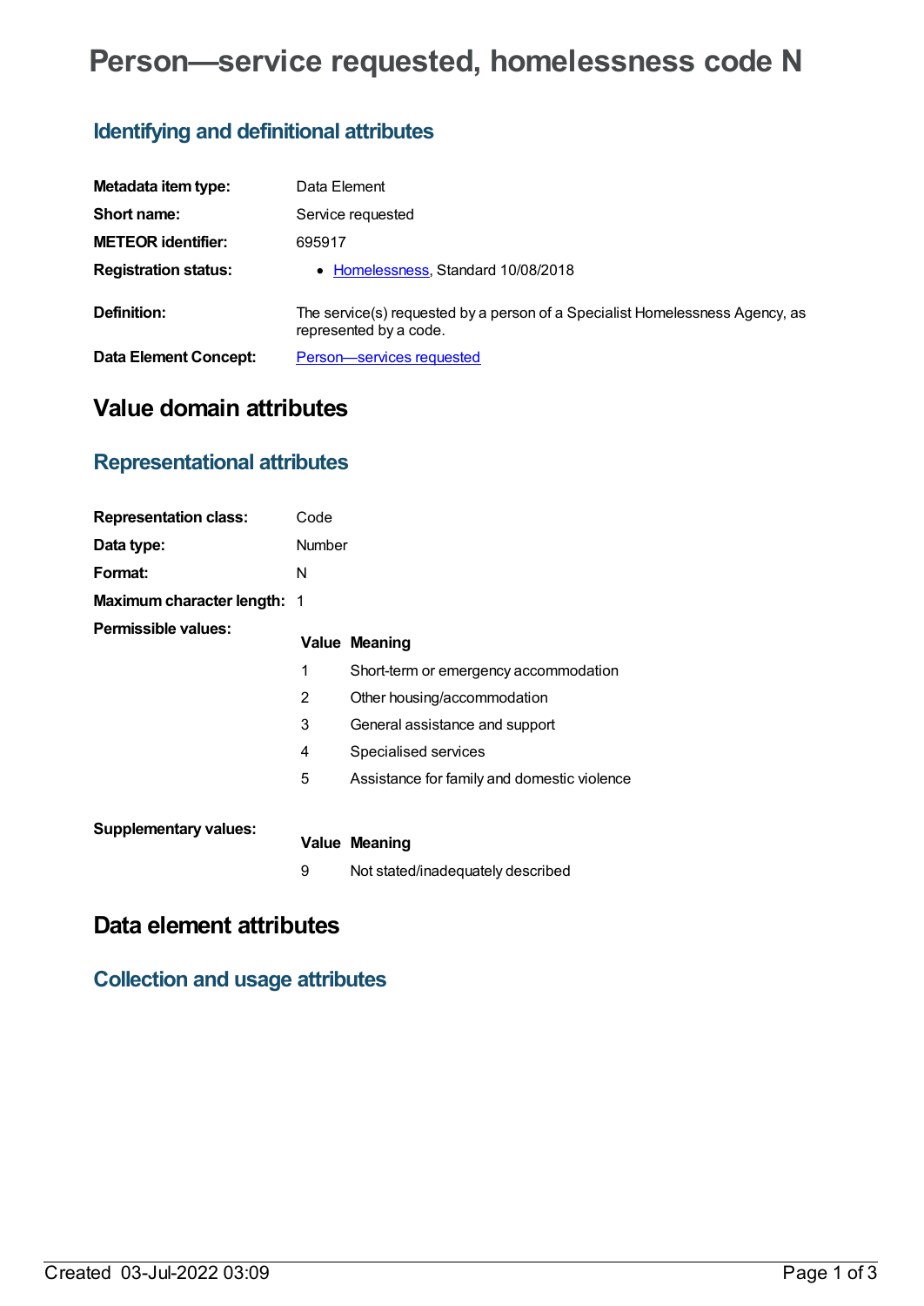# Person—service requested, homelessness code N

## Identifying and definitional attributes

| | |
|---|---|
| **Metadata item type:** | Data Element |
| **Short name:** | Service requested |
| **METEOR identifier:** | 695917 |
| **Registration status:** | • Homelessness, Standard 10/08/2018 |
| **Definition:** | The service(s) requested by a person of a Specialist Homelessness Agency, as represented by a code. |
| **Data Element Concept:** | Person—services requested |

# Value domain attributes

## Representational attributes

| | |
|---|---|
| **Representation class:** | Code |
| **Data type:** | Number |
| **Format:** | N |
| **Maximum character length:** | 1 |

**Permissible values:**

| Value | Meaning |
|---|---|
| 1 | Short-term or emergency accommodation |
| 2 | Other housing/accommodation |
| 3 | General assistance and support |
| 4 | Specialised services |
| 5 | Assistance for family and domestic violence |

**Supplementary values:**

| Value | Meaning |
|---|---|
| 9 | Not stated/inadequately described |

# Data element attributes

## Collection and usage attributes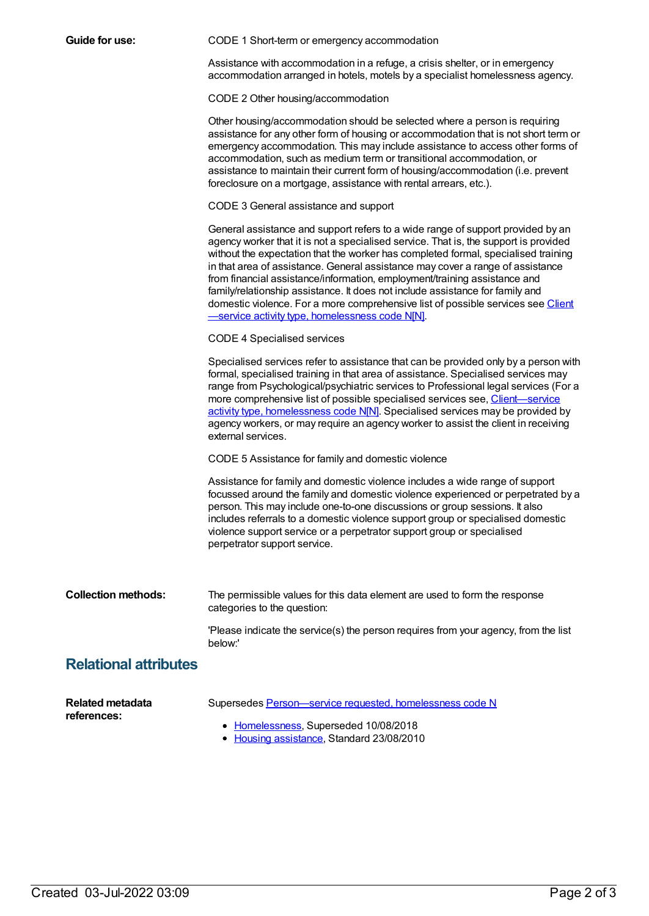**Guide for use:**

CODE 1 Short-term or emergency accommodation

Assistance with accommodation in a refuge, a crisis shelter, or in emergency accommodation arranged in hotels, motels by a specialist homelessness agency.

CODE 2 Other housing/accommodation

Other housing/accommodation should be selected where a person is requiring assistance for any other form of housing or accommodation that is not short term or emergency accommodation. This may include assistance to access other forms of accommodation, such as medium term or transitional accommodation, or assistance to maintain their current form of housing/accommodation (i.e. prevent foreclosure on a mortgage, assistance with rental arrears, etc.).

CODE 3 General assistance and support

General assistance and support refers to a wide range of support provided by an agency worker that it is not a specialised service. That is, the support is provided without the expectation that the worker has completed formal, specialised training in that area of assistance. General assistance may cover a range of assistance from financial assistance/information, employment/training assistance and family/relationship assistance. It does not include assistance for family and domestic violence. For a more comprehensive list of possible services see Client—service activity type, homelessness code N[N].

CODE 4 Specialised services

Specialised services refer to assistance that can be provided only by a person with formal, specialised training in that area of assistance. Specialised services may range from Psychological/psychiatric services to Professional legal services (For a more comprehensive list of possible specialised services see, Client—service activity type, homelessness code N[N]. Specialised services may be provided by agency workers, or may require an agency worker to assist the client in receiving external services.

CODE 5 Assistance for family and domestic violence

Assistance for family and domestic violence includes a wide range of support focussed around the family and domestic violence experienced or perpetrated by a person. This may include one-to-one discussions or group sessions. It also includes referrals to a domestic violence support group or specialised domestic violence support service or a perpetrator support group or specialised perpetrator support service.

**Collection methods:**

The permissible values for this data element are used to form the response categories to the question:

'Please indicate the service(s) the person requires from your agency, from the list below:'

## Relational attributes

**Related metadata references:**

Supersedes Person—service requested, homelessness code N

- Homelessness, Superseded 10/08/2018
- Housing assistance, Standard 23/08/2010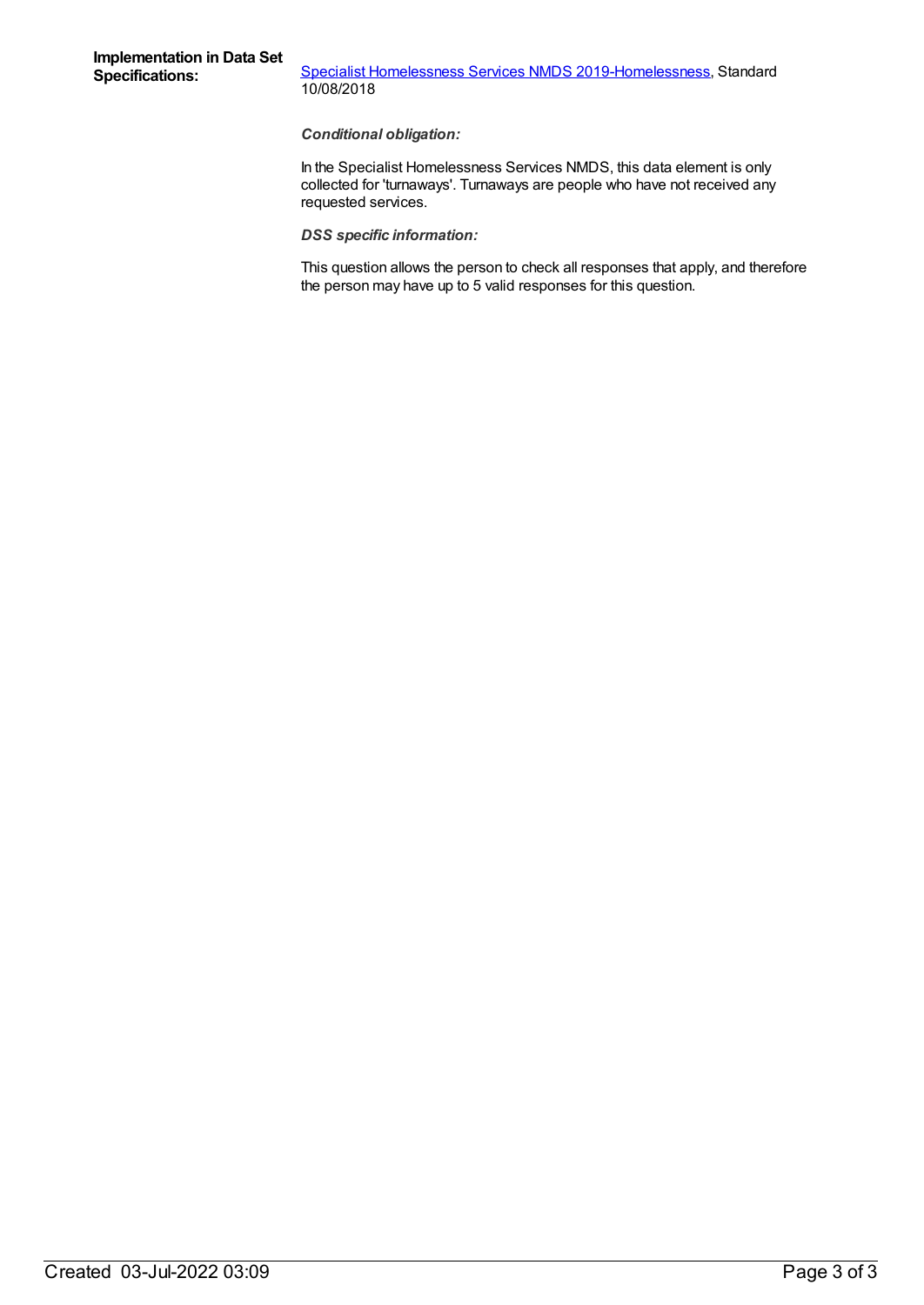**Implementation in Data Set Specifications:**

[Specialist Homelessness Services NMDS 2019-Homelessness](), Standard 10/08/2018

***Conditional obligation:***

In the Specialist Homelessness Services NMDS, this data element is only collected for 'turnaways'. Turnaways are people who have not received any requested services.

***DSS specific information:***

This question allows the person to check all responses that apply, and therefore the person may have up to 5 valid responses for this question.